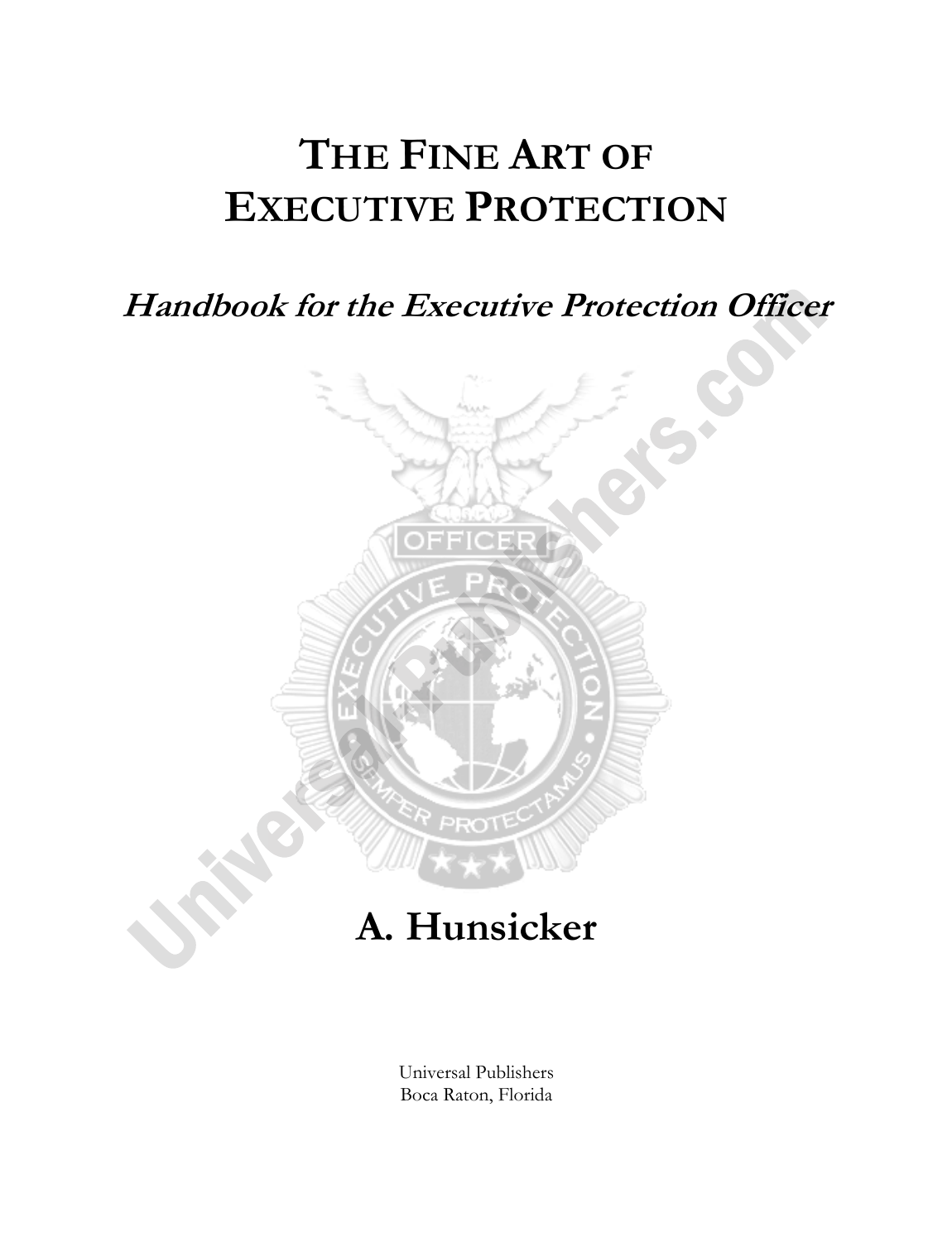# THE FINE ART OF EXECUTIVE PROTECTION

## *Handbook for the Executive Protection Officer*

## A. Hunsicker

Universal Publishers
Boca Raton, Florida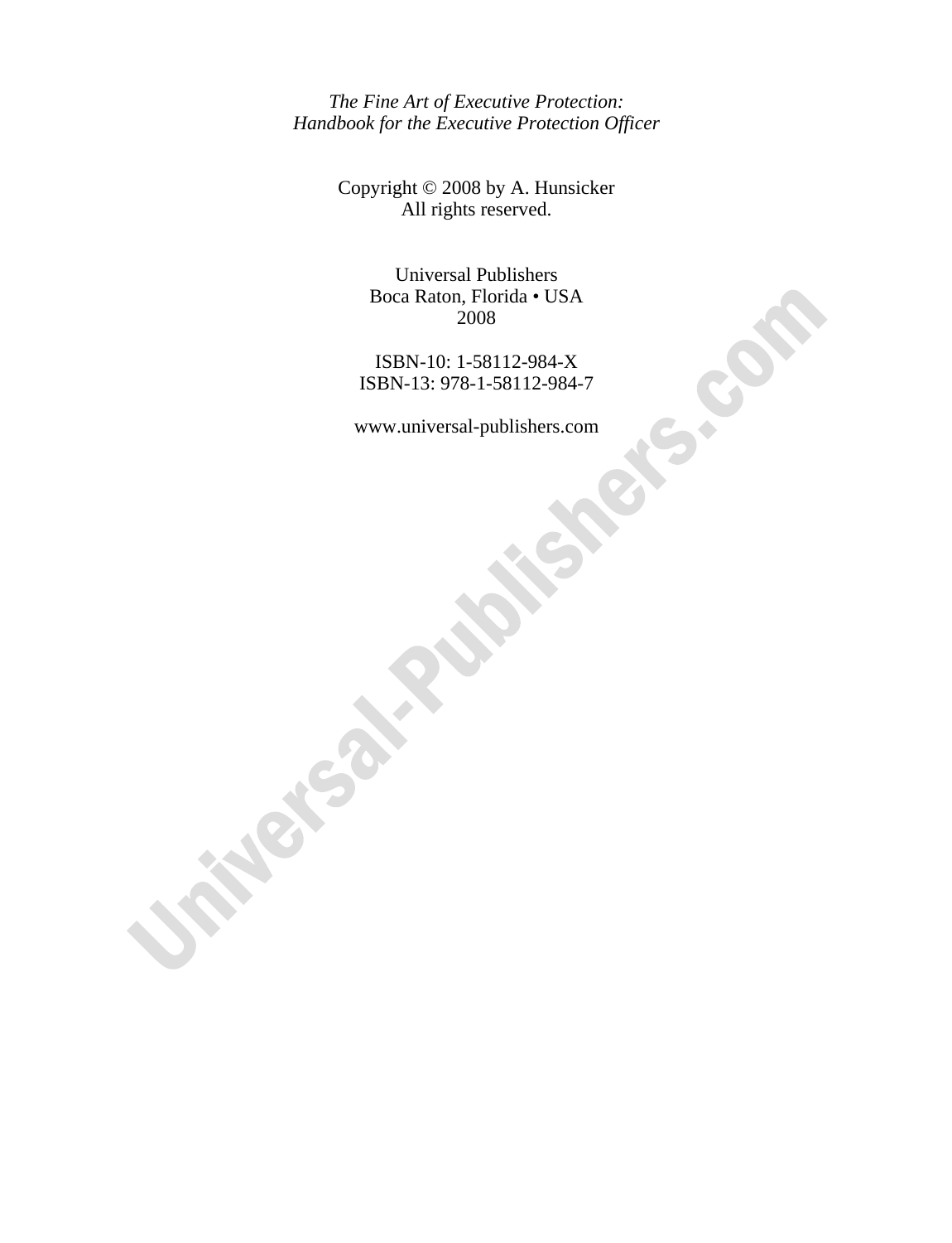*The Fine Art of Executive Protection:*
*Handbook for the Executive Protection Officer*

Copyright © 2008 by A. Hunsicker
All rights reserved.

Universal Publishers
Boca Raton, Florida • USA
2008

ISBN-10: 1-58112-984-X
ISBN-13: 978-1-58112-984-7

www.universal-publishers.com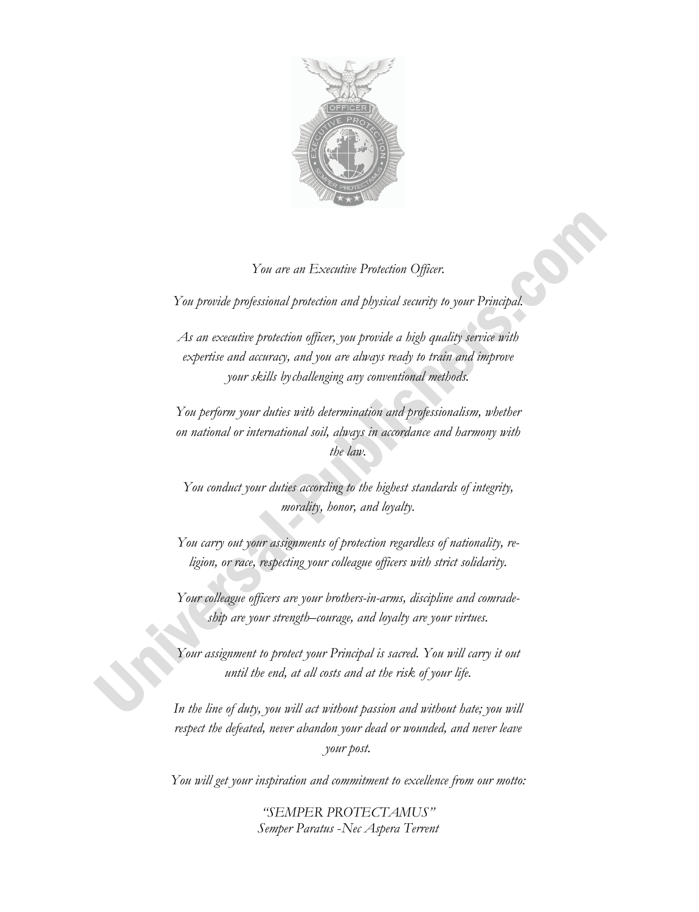*You are an Executive Protection Officer.*

*You provide professional protection and physical security to your Principal.*

*As an executive protection officer, you provide a high quality service with expertise and accuracy, and you are always ready to train and improve your skills by challenging any conventional methods.*

*You perform your duties with determination and professionalism, whether on national or international soil, always in accordance and harmony with the law.*

*You conduct your duties according to the highest standards of integrity, morality, honor, and loyalty.*

*You carry out your assignments of protection regardless of nationality, religion, or race, respecting your colleague officers with strict solidarity.*

*Your colleague officers are your brothers-in-arms, discipline and comradeship are your strength–courage, and loyalty are your virtues.*

*Your assignment to protect your Principal is sacred. You will carry it out until the end, at all costs and at the risk of your life.*

*In the line of duty, you will act without passion and without hate; you will respect the defeated, never abandon your dead or wounded, and never leave your post.*

*You will get your inspiration and commitment to excellence from our motto:*

*"SEMPER PROTECTAMUS"*
*Semper Paratus -Nec Aspera Terrent*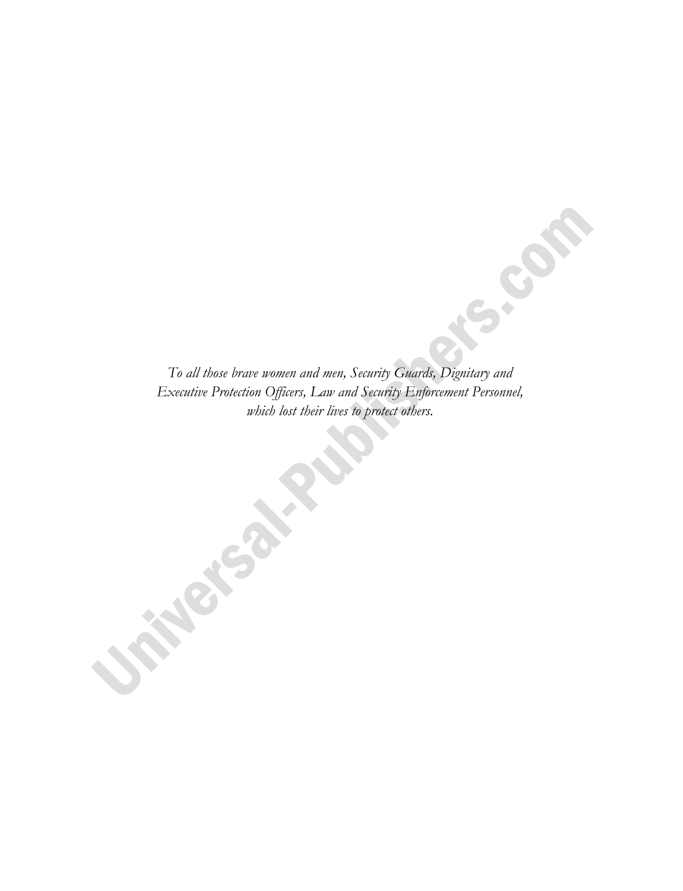*To all those brave women and men, Security Guards, Dignitary and Executive Protection Officers, Law and Security Enforcement Personnel, which lost their lives to protect others.*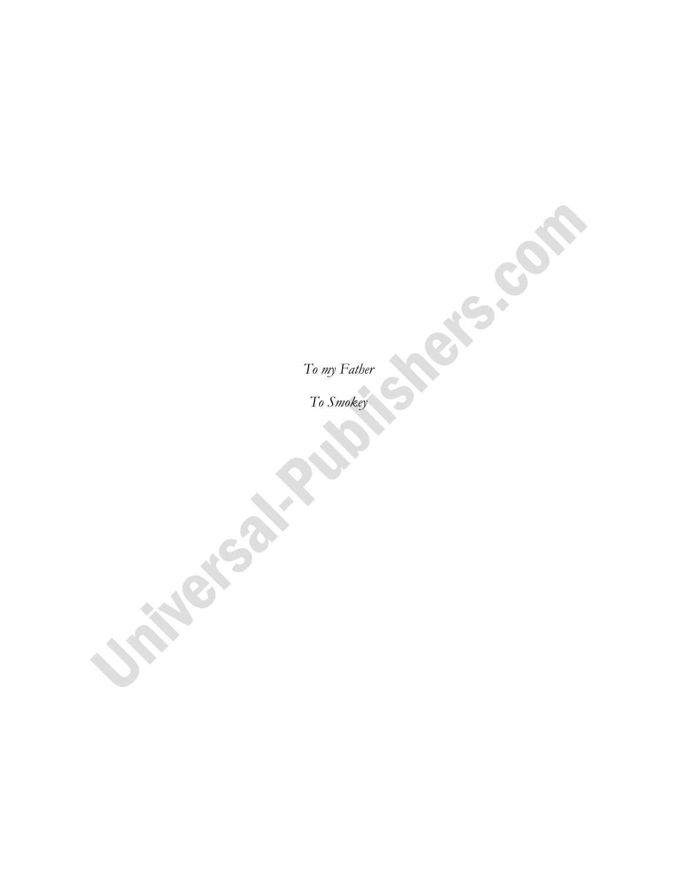*To my Father*

*To Smokey*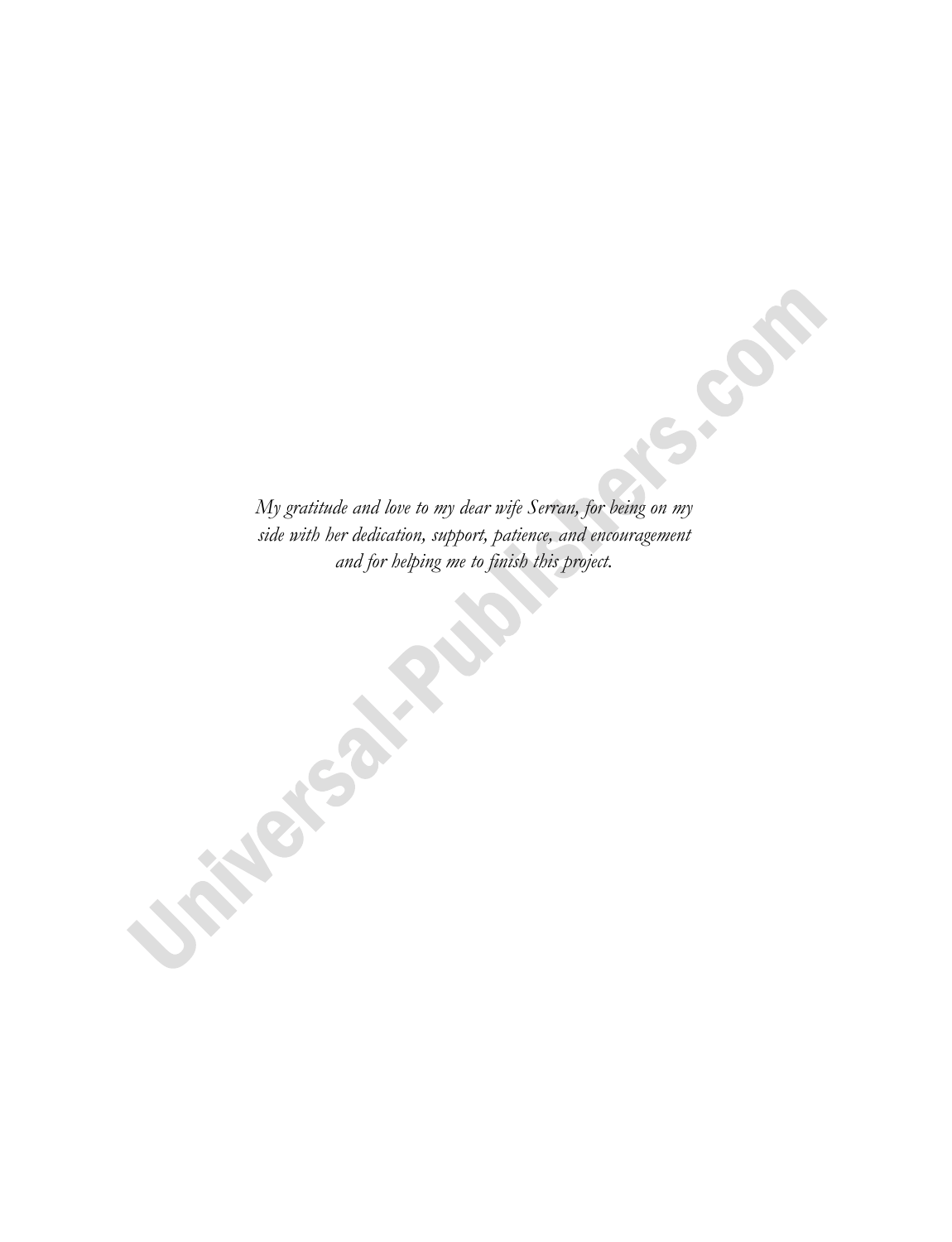*My gratitude and love to my dear wife Serran, for being on my side with her dedication, support, patience, and encouragement and for helping me to finish this project.*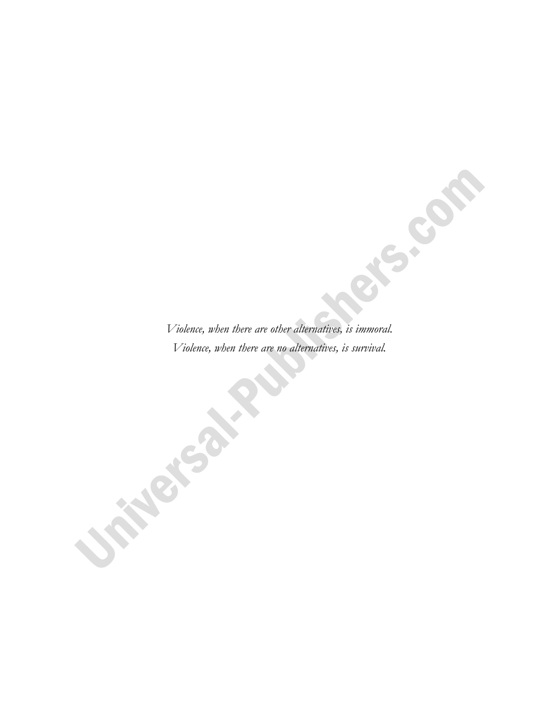*Violence, when there are other alternatives, is immoral.*
*Violence, when there are no alternatives, is survival.*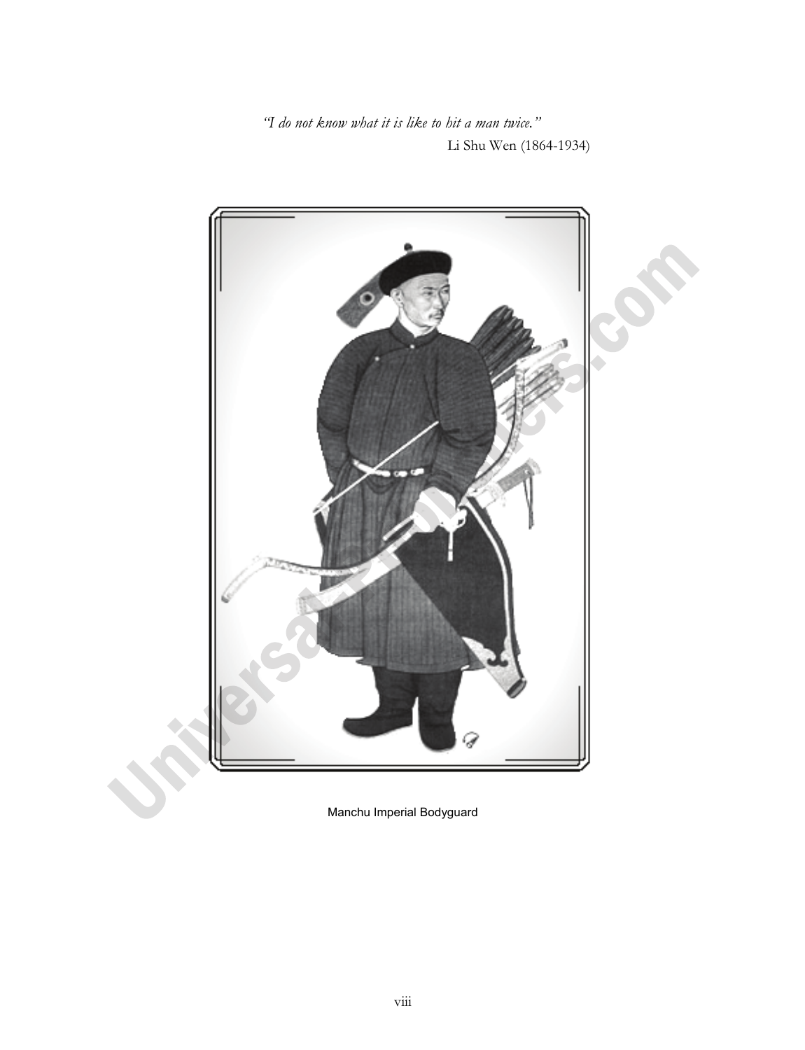*"I do not know what it is like to hit a man twice."*

Li Shu Wen (1864-1934)

Manchu Imperial Bodyguard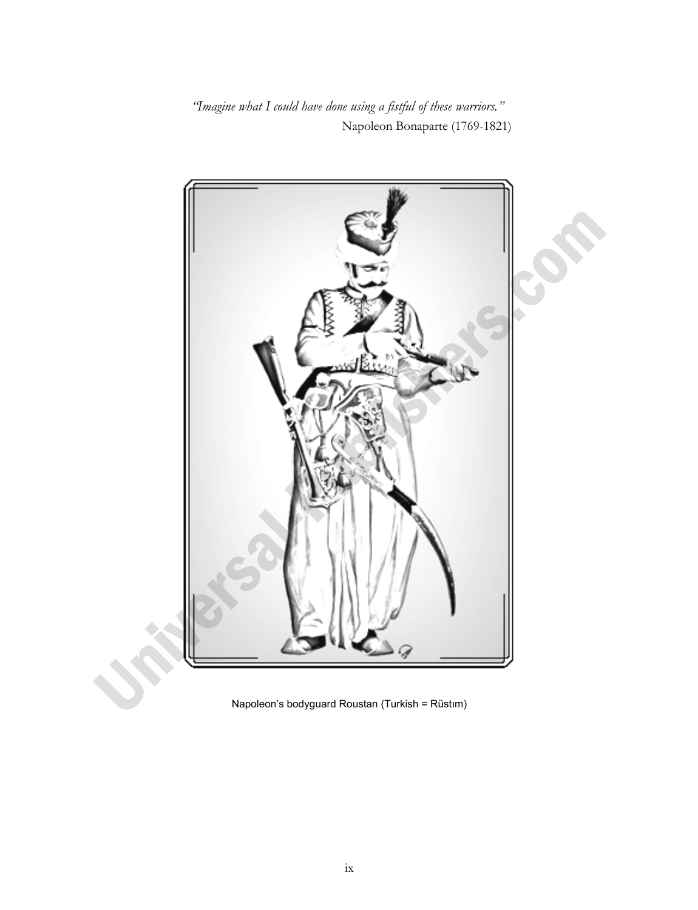*"Imagine what I could have done using a fistful of these warriors."*
Napoleon Bonaparte (1769-1821)

Napoleon's bodyguard Roustan (Turkish = Rüstım)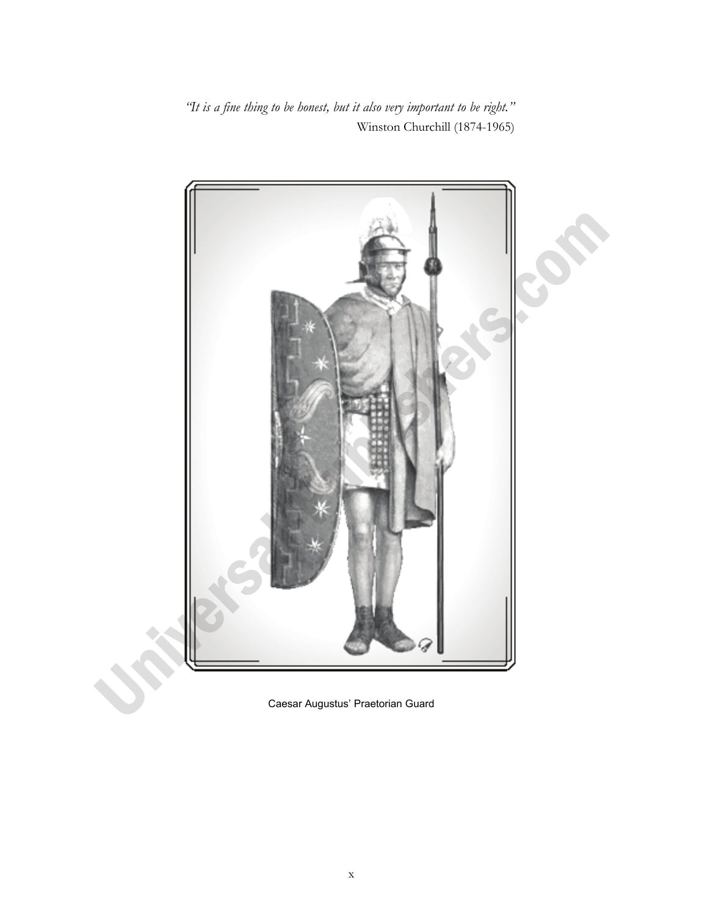*"It is a fine thing to be honest, but it also very important to be right."*
Winston Churchill (1874-1965)

Caesar Augustus' Praetorian Guard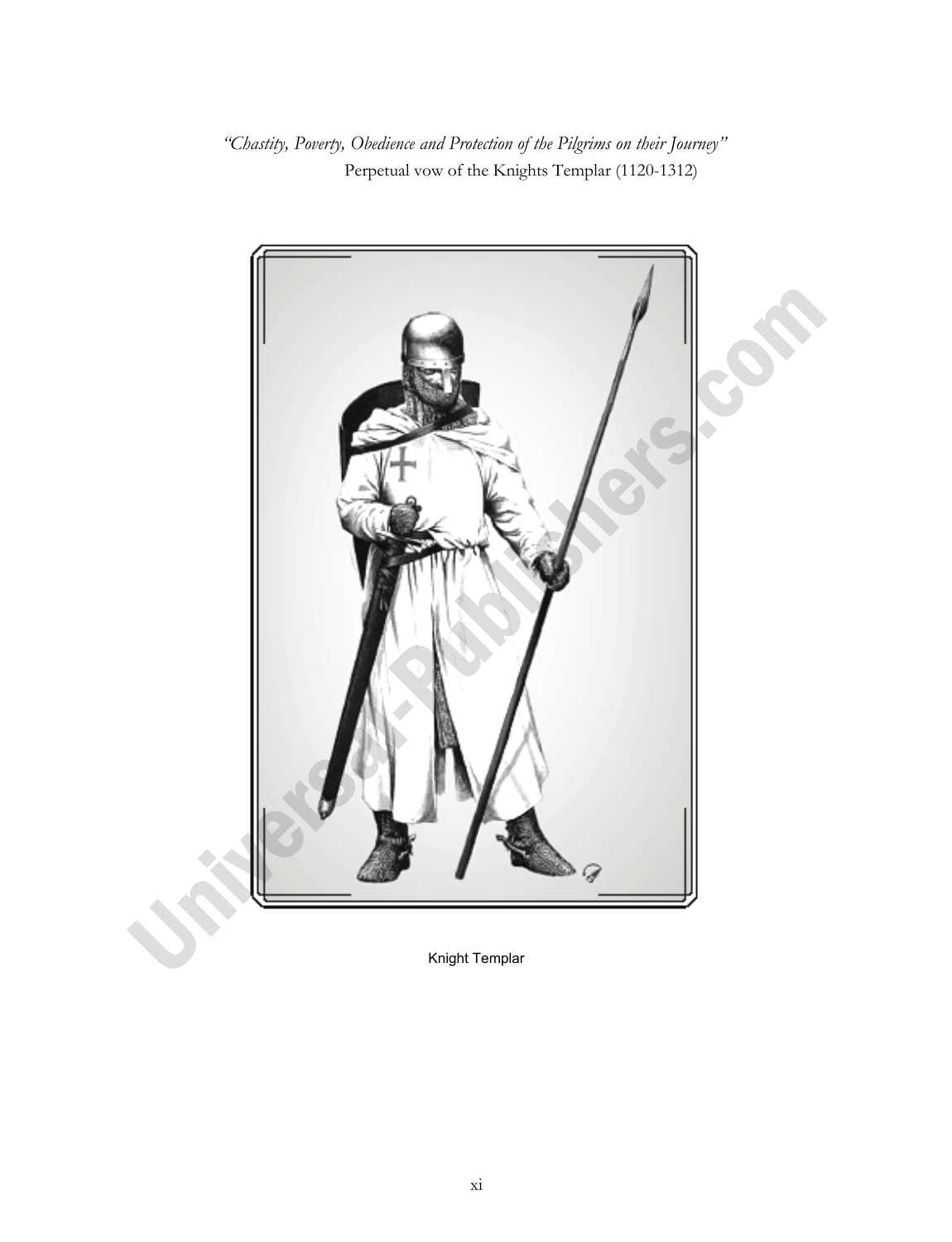*"Chastity, Poverty, Obedience and Protection of the Pilgrims on their Journey"*
Perpetual vow of the Knights Templar (1120-1312)

Knight Templar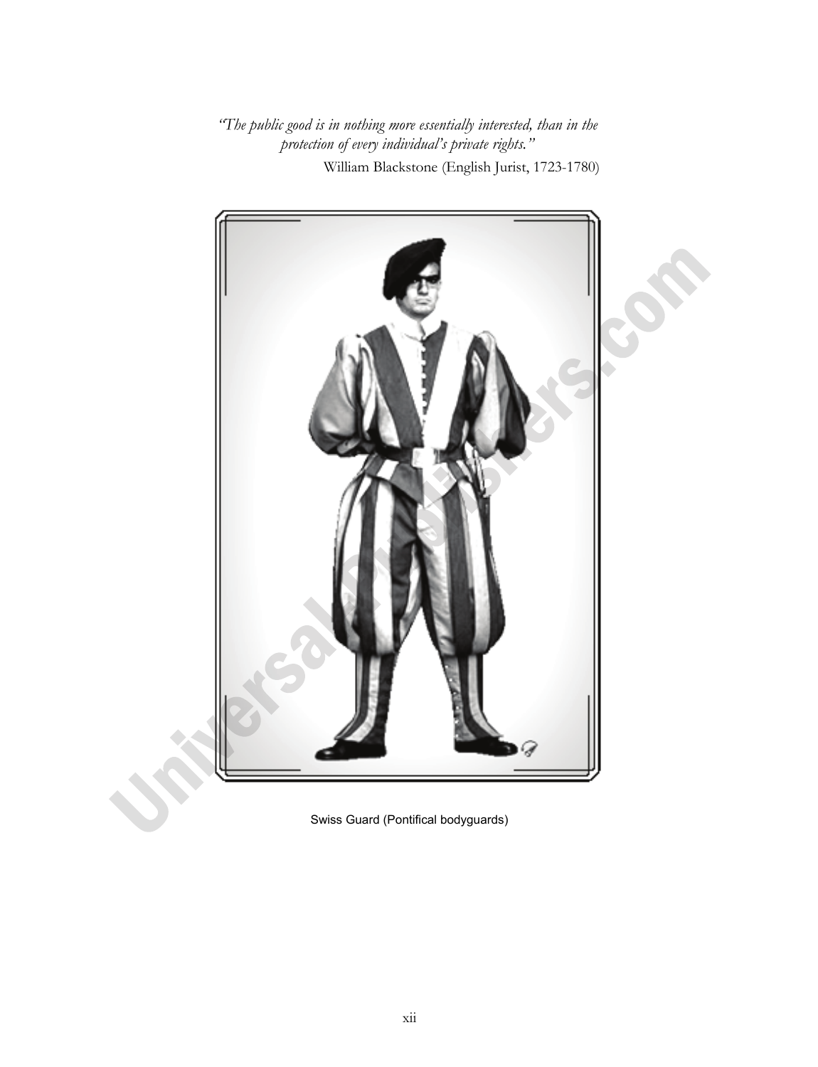*"The public good is in nothing more essentially interested, than in the protection of every individual's private rights."*

William Blackstone (English Jurist, 1723-1780)

Swiss Guard (Pontifical bodyguards)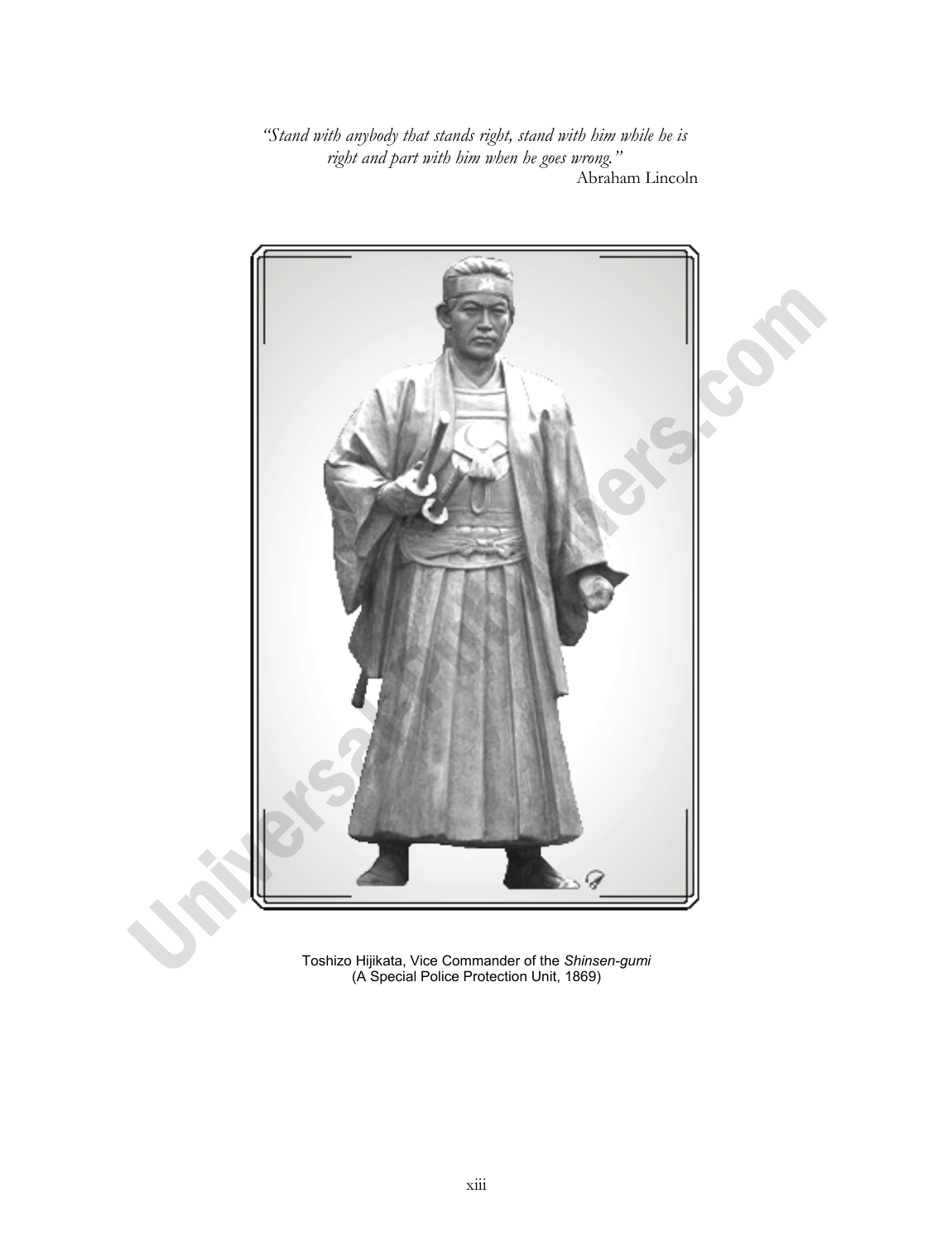*"Stand with anybody that stands right, stand with him while he is right and part with him when he goes wrong."*
Abraham Lincoln

Toshizo Hijikata, Vice Commander of the *Shinsen-gumi*
(A Special Police Protection Unit, 1869)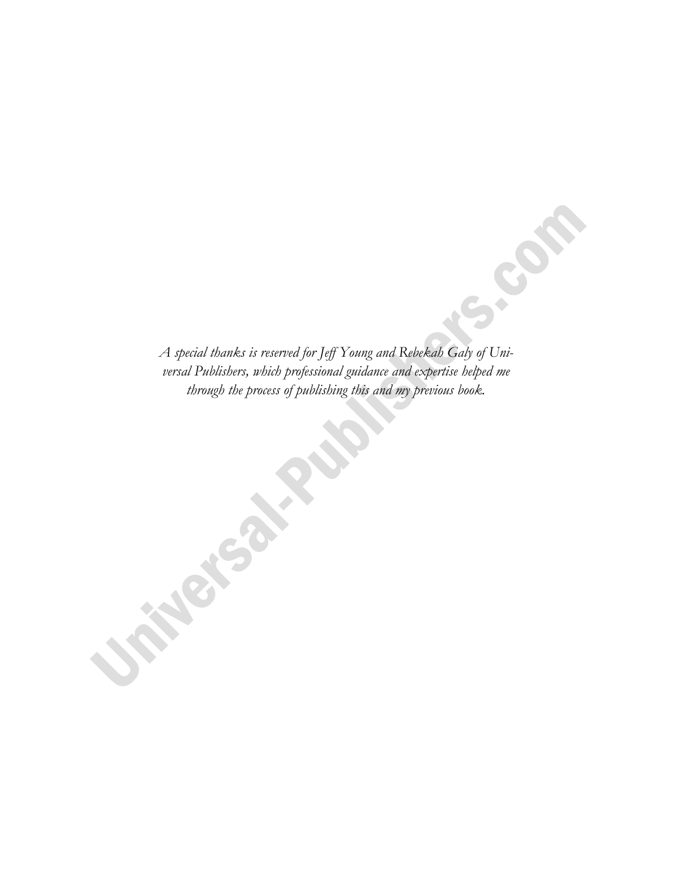*A special thanks is reserved for Jeff Young and Rebekah Galy of Universal Publishers, which professional guidance and expertise helped me through the process of publishing this and my previous book.*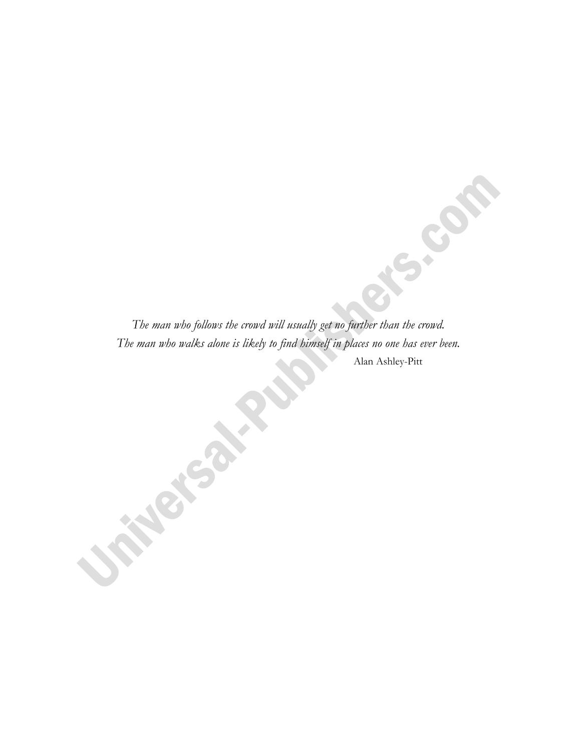*The man who follows the crowd will usually get no further than the crowd.*
*The man who walks alone is likely to find himself in places no one has ever been.*

Alan Ashley-Pitt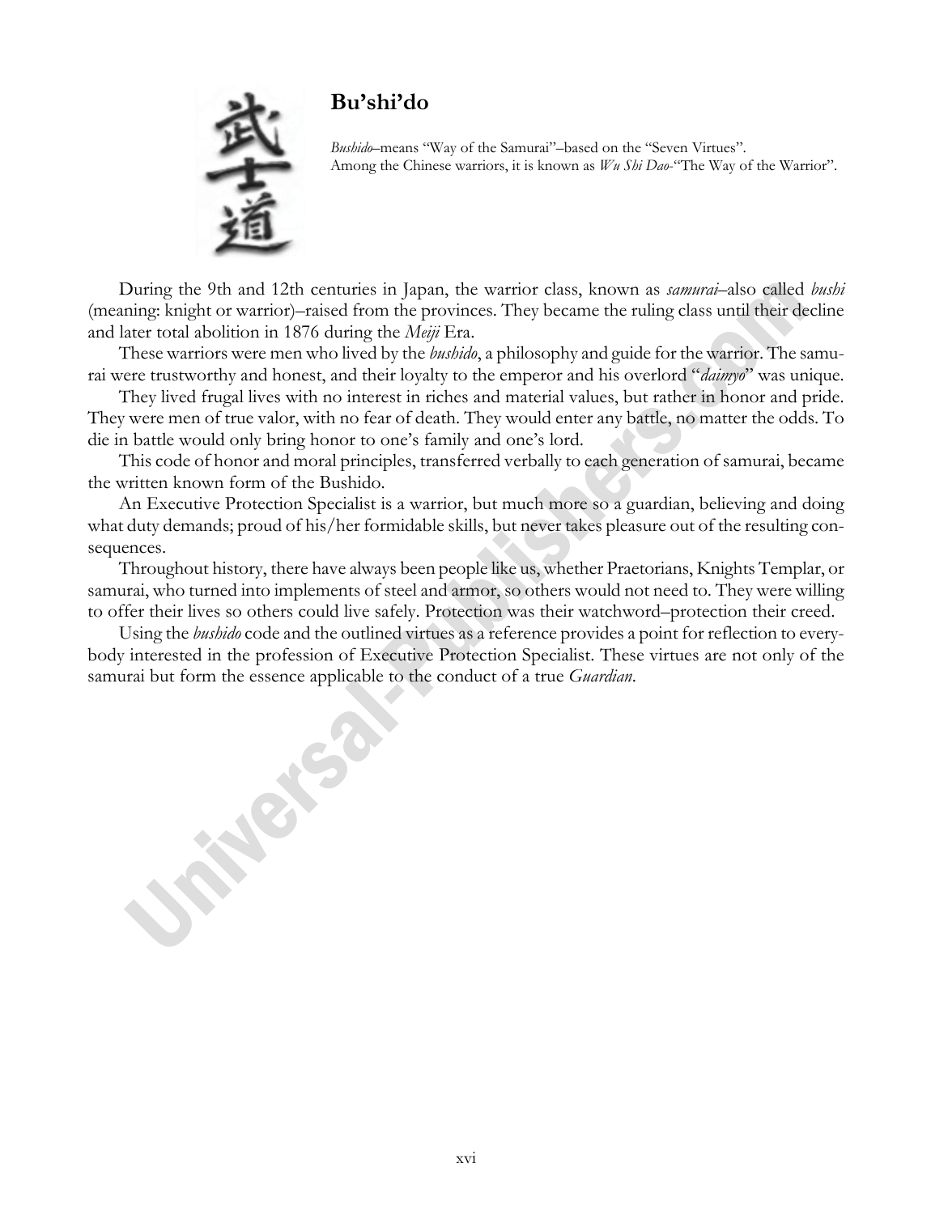## Bu'shi'do

*Bushido*–means "Way of the Samurai"–based on the "Seven Virtues".
Among the Chinese warriors, it is known as *Wu Shi Dao*-"The Way of the Warrior".

During the 9th and 12th centuries in Japan, the warrior class, known as *samurai*–also called *bushi* (meaning: knight or warrior)–raised from the provinces. They became the ruling class until their decline and later total abolition in 1876 during the *Meiji* Era.

These warriors were men who lived by the *bushido*, a philosophy and guide for the warrior. The samurai were trustworthy and honest, and their loyalty to the emperor and his overlord "*daimyo*" was unique.

They lived frugal lives with no interest in riches and material values, but rather in honor and pride. They were men of true valor, with no fear of death. They would enter any battle, no matter the odds. To die in battle would only bring honor to one's family and one's lord.

This code of honor and moral principles, transferred verbally to each generation of samurai, became the written known form of the Bushido.

An Executive Protection Specialist is a warrior, but much more so a guardian, believing and doing what duty demands; proud of his/her formidable skills, but never takes pleasure out of the resulting consequences.

Throughout history, there have always been people like us, whether Praetorians, Knights Templar, or samurai, who turned into implements of steel and armor, so others would not need to. They were willing to offer their lives so others could live safely. Protection was their watchword–protection their creed.

Using the *bushido* code and the outlined virtues as a reference provides a point for reflection to everybody interested in the profession of Executive Protection Specialist. These virtues are not only of the samurai but form the essence applicable to the conduct of a true *Guardian*.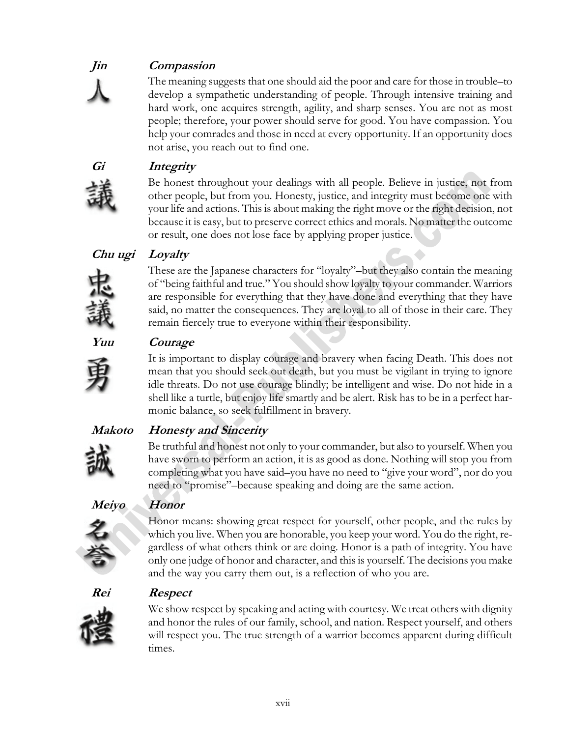### *Jin* — *Compassion*

人

The meaning suggests that one should aid the poor and care for those in trouble–to develop a sympathetic understanding of people. Through intensive training and hard work, one acquires strength, agility, and sharp senses. You are not as most people; therefore, your power should serve for good. You have compassion. You help your comrades and those in need at every opportunity. If an opportunity does not arise, you reach out to find one.

### *Gi* — *Integrity*

議

Be honest throughout your dealings with all people. Believe in justice, not from other people, but from you. Honesty, justice, and integrity must become one with your life and actions. This is about making the right move or the right decision, not because it is easy, but to preserve correct ethics and morals. No matter the outcome or result, one does not lose face by applying proper justice.

### *Chu ugi* — *Loyalty*

忠議

These are the Japanese characters for "loyalty"–but they also contain the meaning of "being faithful and true." You should show loyalty to your commander. Warriors are responsible for everything that they have done and everything that they have said, no matter the consequences. They are loyal to all of those in their care. They remain fiercely true to everyone within their responsibility.

### *Yuu* — *Courage*

勇

It is important to display courage and bravery when facing Death. This does not mean that you should seek out death, but you must be vigilant in trying to ignore idle threats. Do not use courage blindly; be intelligent and wise. Do not hide in a shell like a turtle, but enjoy life smartly and be alert. Risk has to be in a perfect harmonic balance, so seek fulfillment in bravery.

### *Makoto* — *Honesty and Sincerity*

誠

Be truthful and honest not only to your commander, but also to yourself. When you have sworn to perform an action, it is as good as done. Nothing will stop you from completing what you have said–you have no need to "give your word", nor do you need to "promise"–because speaking and doing are the same action.

### *Meiyo* — *Honor*

名誉

Honor means: showing great respect for yourself, other people, and the rules by which you live. When you are honorable, you keep your word. You do the right, regardless of what others think or are doing. Honor is a path of integrity. You have only one judge of honor and character, and this is yourself. The decisions you make and the way you carry them out, is a reflection of who you are.

### *Rei* — *Respect*

禮

We show respect by speaking and acting with courtesy. We treat others with dignity and honor the rules of our family, school, and nation. Respect yourself, and others will respect you. The true strength of a warrior becomes apparent during difficult times.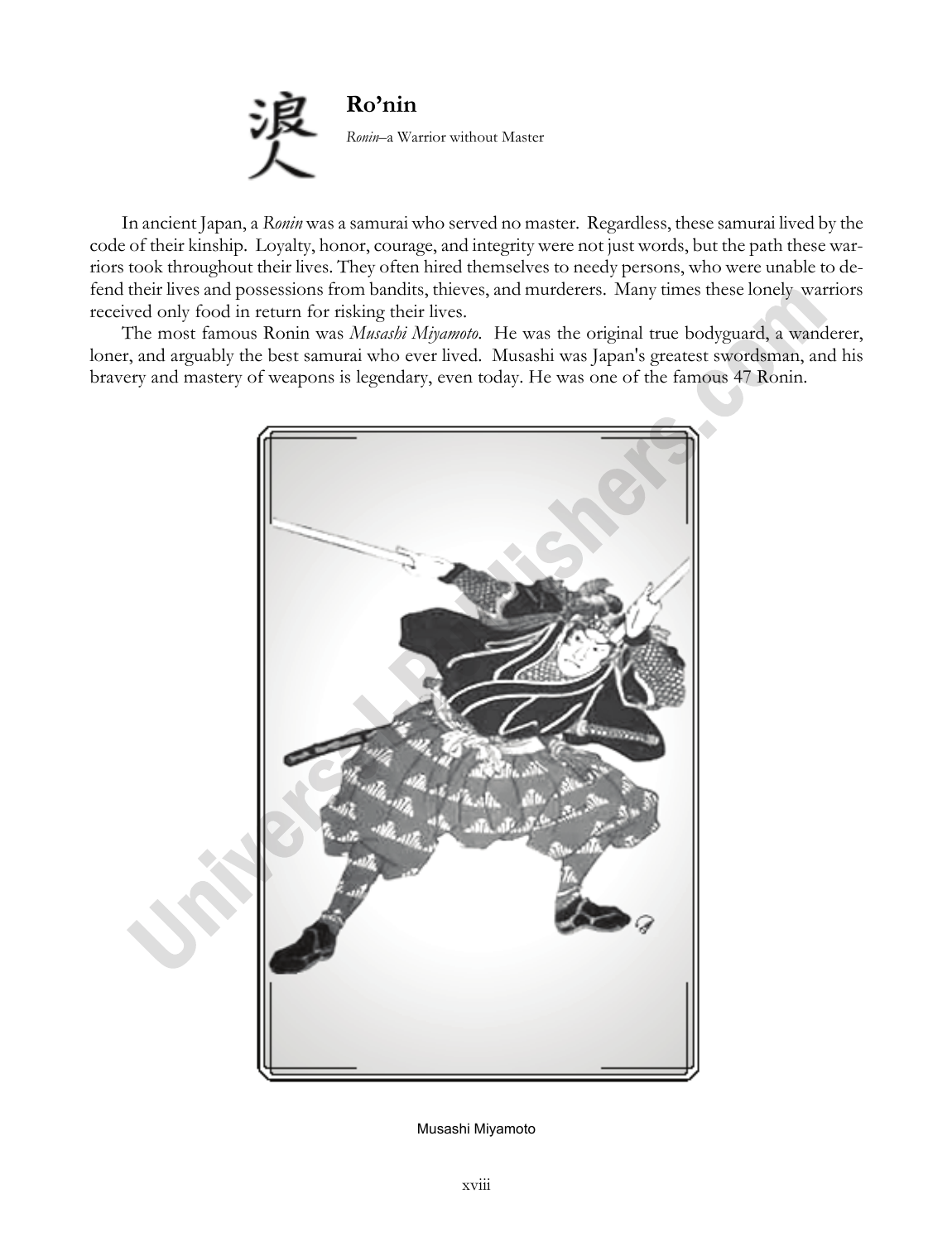浪人

## Ro'nin

*Ronin*–a Warrior without Master

In ancient Japan, a *Ronin* was a samurai who served no master. Regardless, these samurai lived by the code of their kinship. Loyalty, honor, courage, and integrity were not just words, but the path these warriors took throughout their lives. They often hired themselves to needy persons, who were unable to defend their lives and possessions from bandits, thieves, and murderers. Many times these lonely warriors received only food in return for risking their lives.

The most famous Ronin was *Musashi Miyamoto*. He was the original true bodyguard, a wanderer, loner, and arguably the best samurai who ever lived. Musashi was Japan's greatest swordsman, and his bravery and mastery of weapons is legendary, even today. He was one of the famous 47 Ronin.

Musashi Miyamoto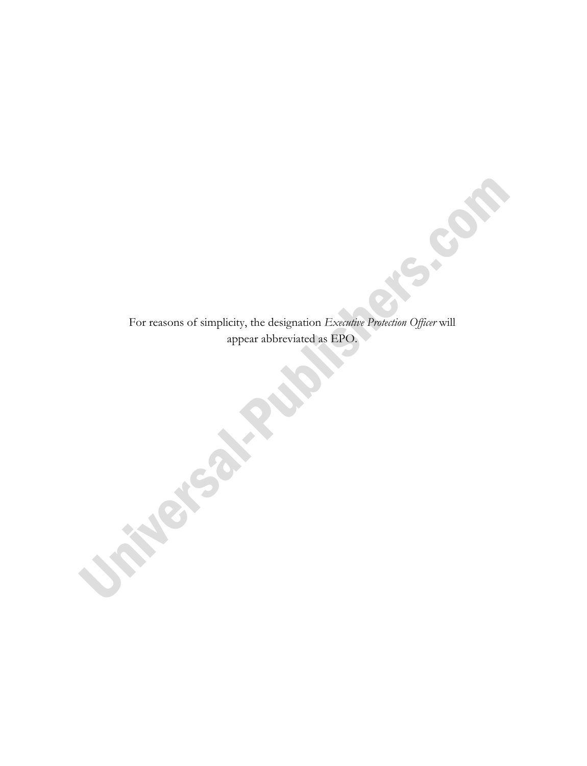For reasons of simplicity, the designation *Executive Protection Officer* will appear abbreviated as EPO.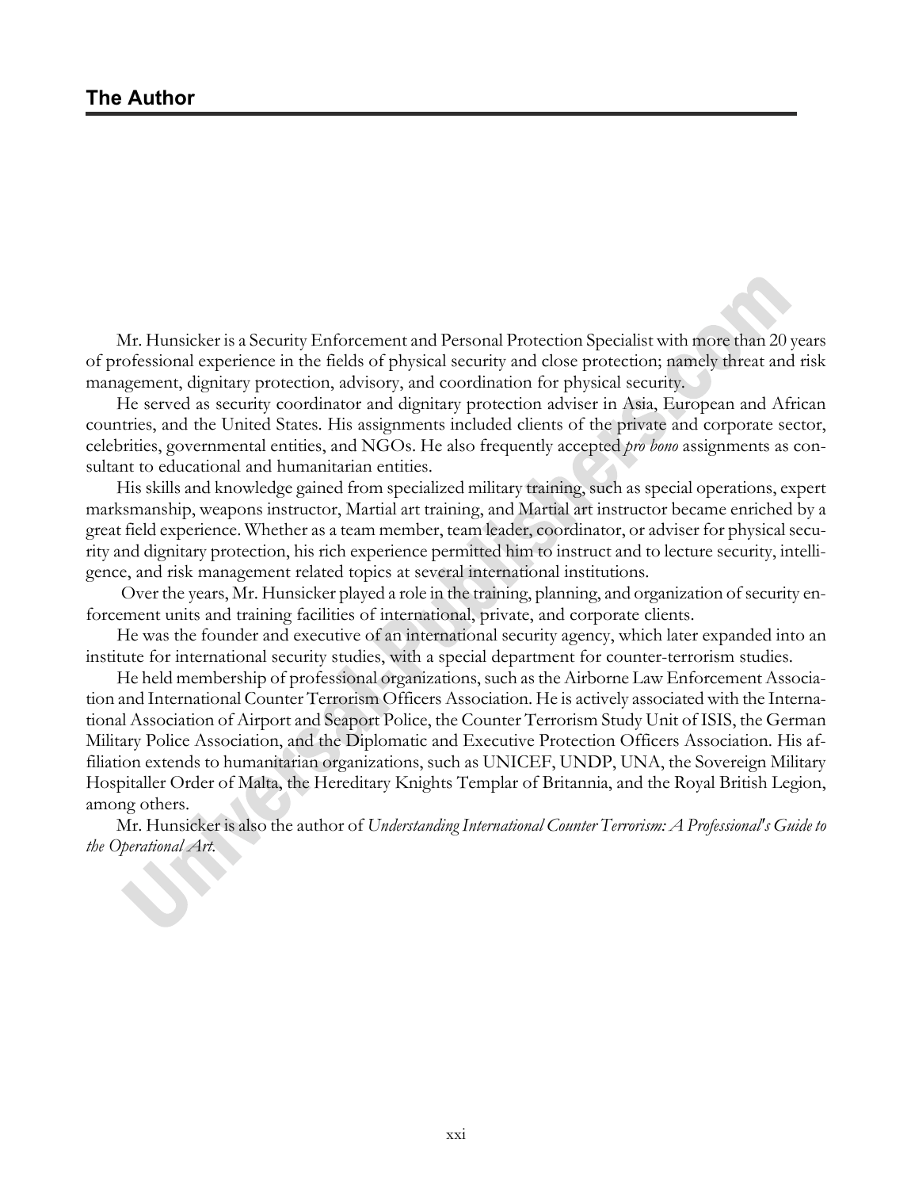## The Author

Mr. Hunsicker is a Security Enforcement and Personal Protection Specialist with more than 20 years of professional experience in the fields of physical security and close protection; namely threat and risk management, dignitary protection, advisory, and coordination for physical security.

He served as security coordinator and dignitary protection adviser in Asia, European and African countries, and the United States. His assignments included clients of the private and corporate sector, celebrities, governmental entities, and NGOs. He also frequently accepted *pro bono* assignments as consultant to educational and humanitarian entities.

His skills and knowledge gained from specialized military training, such as special operations, expert marksmanship, weapons instructor, Martial art training, and Martial art instructor became enriched by a great field experience. Whether as a team member, team leader, coordinator, or adviser for physical security and dignitary protection, his rich experience permitted him to instruct and to lecture security, intelligence, and risk management related topics at several international institutions.

Over the years, Mr. Hunsicker played a role in the training, planning, and organization of security enforcement units and training facilities of international, private, and corporate clients.

He was the founder and executive of an international security agency, which later expanded into an institute for international security studies, with a special department for counter-terrorism studies.

He held membership of professional organizations, such as the Airborne Law Enforcement Association and International Counter Terrorism Officers Association. He is actively associated with the International Association of Airport and Seaport Police, the Counter Terrorism Study Unit of ISIS, the German Military Police Association, and the Diplomatic and Executive Protection Officers Association. His affiliation extends to humanitarian organizations, such as UNICEF, UNDP, UNA, the Sovereign Military Hospitaller Order of Malta, the Hereditary Knights Templar of Britannia, and the Royal British Legion, among others.

Mr. Hunsicker is also the author of *Understanding International Counter Terrorism: A Professional's Guide to the Operational Art.*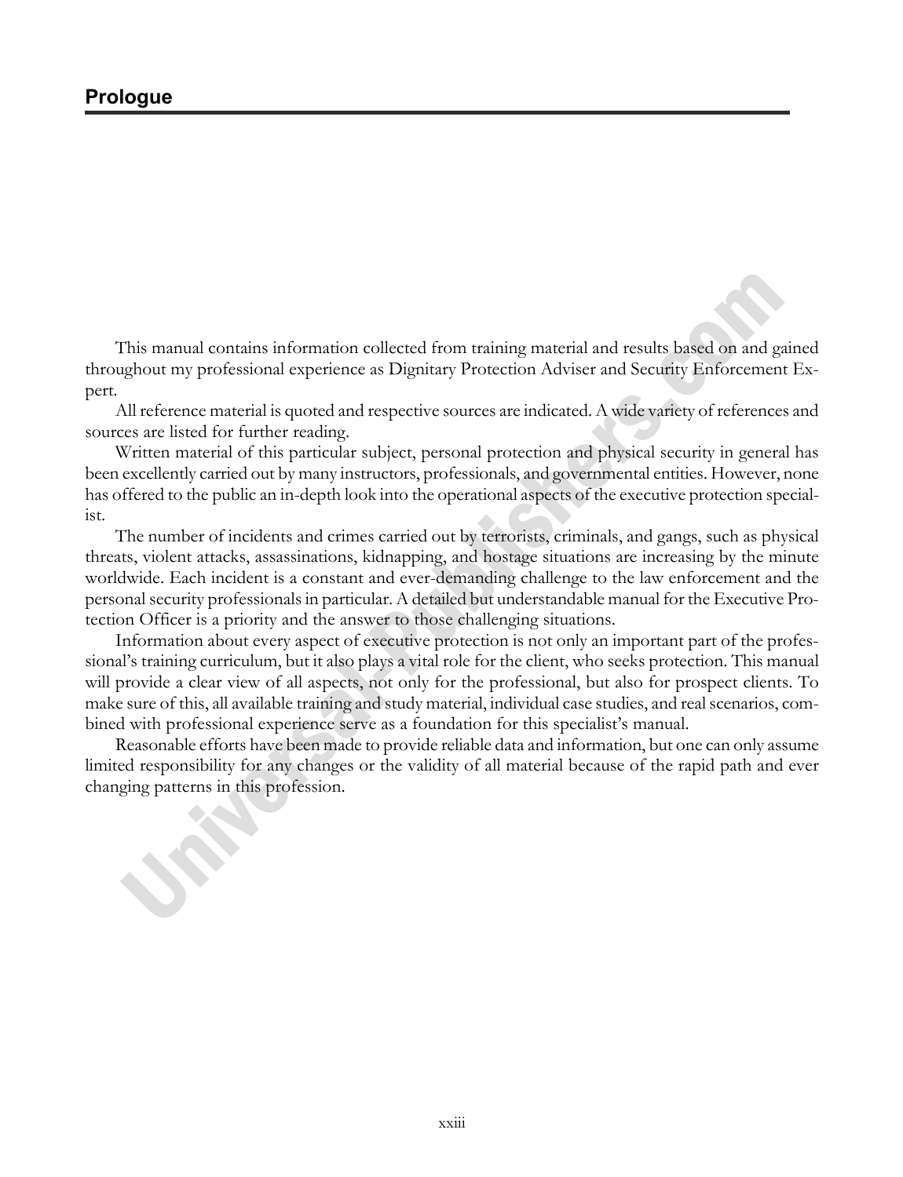# Prologue

This manual contains information collected from training material and results based on and gained throughout my professional experience as Dignitary Protection Adviser and Security Enforcement Expert.

All reference material is quoted and respective sources are indicated. A wide variety of references and sources are listed for further reading.

Written material of this particular subject, personal protection and physical security in general has been excellently carried out by many instructors, professionals, and governmental entities. However, none has offered to the public an in-depth look into the operational aspects of the executive protection specialist.

The number of incidents and crimes carried out by terrorists, criminals, and gangs, such as physical threats, violent attacks, assassinations, kidnapping, and hostage situations are increasing by the minute worldwide. Each incident is a constant and ever-demanding challenge to the law enforcement and the personal security professionals in particular. A detailed but understandable manual for the Executive Protection Officer is a priority and the answer to those challenging situations.

Information about every aspect of executive protection is not only an important part of the professional's training curriculum, but it also plays a vital role for the client, who seeks protection. This manual will provide a clear view of all aspects, not only for the professional, but also for prospect clients. To make sure of this, all available training and study material, individual case studies, and real scenarios, combined with professional experience serve as a foundation for this specialist's manual.

Reasonable efforts have been made to provide reliable data and information, but one can only assume limited responsibility for any changes or the validity of all material because of the rapid path and ever changing patterns in this profession.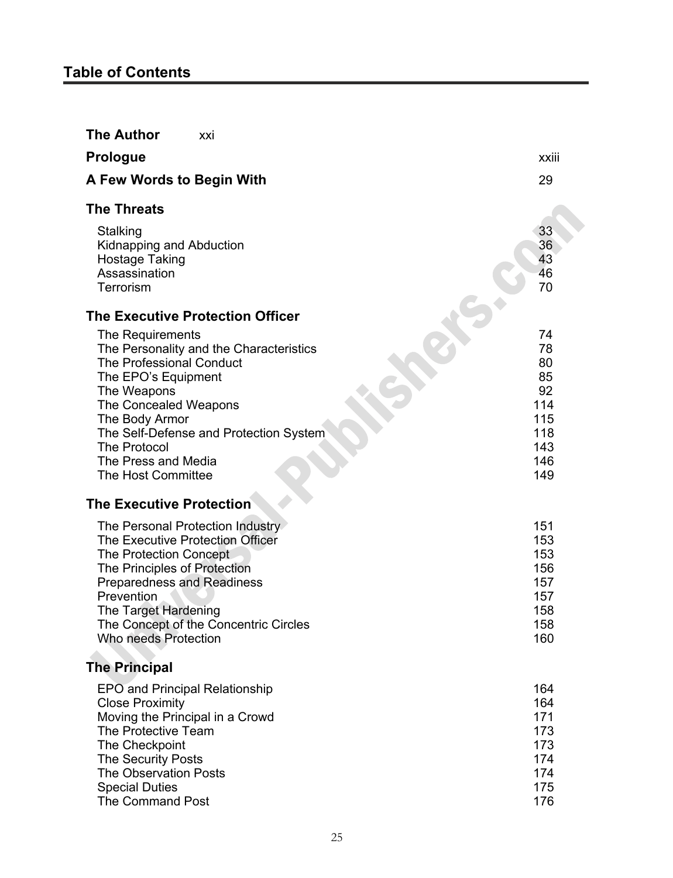## Table of Contents

| | |
|---|---|
| **The Author** xxi | |
| **Prologue** | xxiii |
| **A Few Words to Begin With** | 29 |
| **The Threats** | |
| Stalking | 33 |
| Kidnapping and Abduction | 36 |
| Hostage Taking | 43 |
| Assassination | 46 |
| Terrorism | 70 |
| **The Executive Protection Officer** | |
| The Requirements | 74 |
| The Personality and the Characteristics | 78 |
| The Professional Conduct | 80 |
| The EPO's Equipment | 85 |
| The Weapons | 92 |
| The Concealed Weapons | 114 |
| The Body Armor | 115 |
| The Self-Defense and Protection System | 118 |
| The Protocol | 143 |
| The Press and Media | 146 |
| The Host Committee | 149 |
| **The Executive Protection** | |
| The Personal Protection Industry | 151 |
| The Executive Protection Officer | 153 |
| The Protection Concept | 153 |
| The Principles of Protection | 156 |
| Preparedness and Readiness | 157 |
| Prevention | 157 |
| The Target Hardening | 158 |
| The Concept of the Concentric Circles | 158 |
| Who needs Protection | 160 |
| **The Principal** | |
| EPO and Principal Relationship | 164 |
| Close Proximity | 164 |
| Moving the Principal in a Crowd | 171 |
| The Protective Team | 173 |
| The Checkpoint | 173 |
| The Security Posts | 174 |
| The Observation Posts | 174 |
| Special Duties | 175 |
| The Command Post | 176 |